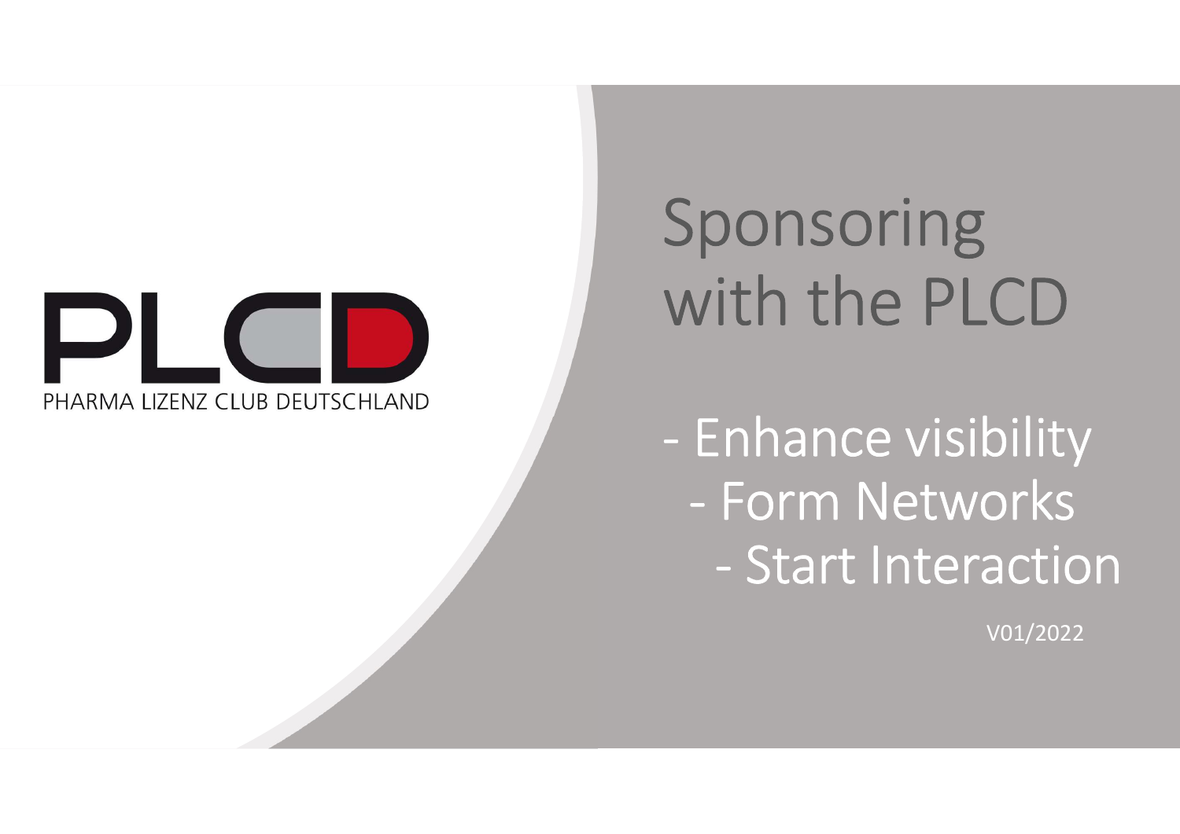PLCD

PHARMA LIZENZ CLUB DEUTSCHLAND

# Sponsoring with the PLCD

- Enhance visibility
- Form Networks
- Start Interaction

V01/2022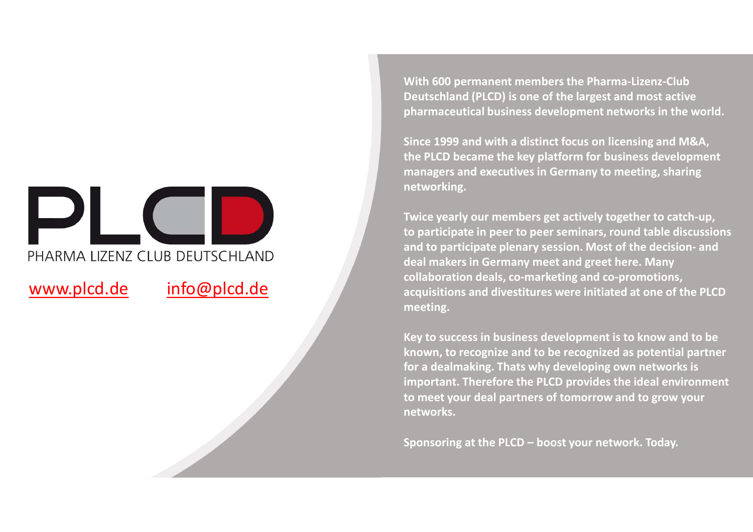# PLCD

PHARMA LIZENZ CLUB DEUTSCHLAND

[www.plcd.de](http://www.plcd.de) [info@plcd.de](mailto:info@plcd.de)

**With 600 permanent members the Pharma-Lizenz-Club Deutschland (PLCD) is one of the largest and most active pharmaceutical business development networks in the world.**

**Since 1999 and with a distinct focus on licensing and M&A, the PLCD became the key platform for business development managers and executives in Germany to meeting, sharing networking.**

**Twice yearly our members get actively together to catch-up, to participate in peer to peer seminars, round table discussions and to participate plenary session. Most of the decision- and deal makers in Germany meet and greet here. Many collaboration deals, co-marketing and co-promotions, acquisitions and divestitures were initiated at one of the PLCD meeting.**

**Key to success in business development is to know and to be known, to recognize and to be recognized as potential partner for a dealmaking. Thats why developing own networks is important. Therefore the PLCD provides the ideal environment to meet your deal partners of tomorrow and to grow your networks.**

**Sponsoring at the PLCD – boost your network. Today.**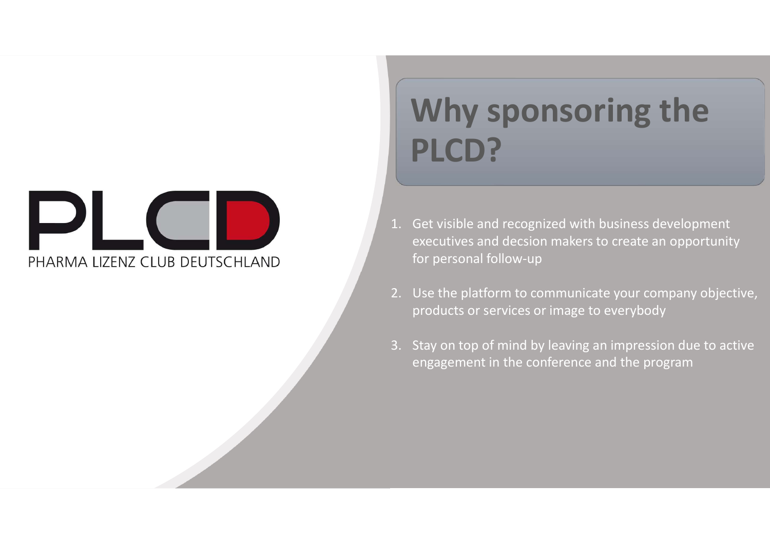PLCD

PHARMA LIZENZ CLUB DEUTSCHLAND

# Why sponsoring the PLCD?

1. Get visible and recognized with business development executives and decsion makers to create an opportunity for personal follow-up
2. Use the platform to communicate your company objective, products or services or image to everybody
3. Stay on top of mind by leaving an impression due to active engagement in the conference and the program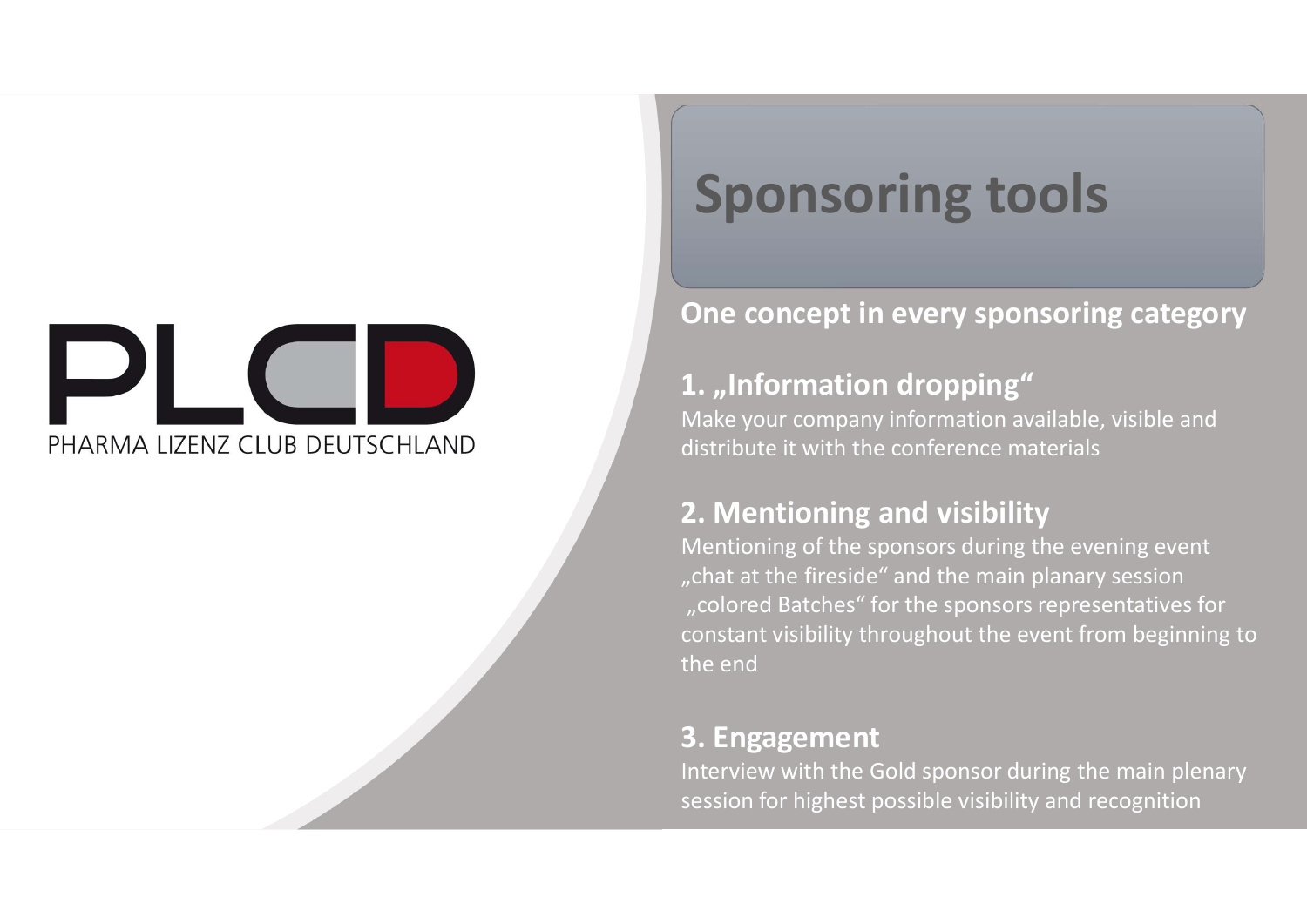PLCD

PHARMA LIZENZ CLUB DEUTSCHLAND

# Sponsoring tools

**One concept in every sponsoring category**

## 1. „Information dropping"

Make your company information available, visible and distribute it with the conference materials

## 2. Mentioning and visibility

Mentioning of the sponsors during the evening event „chat at the fireside" and the main planary session

„colored Batches" for the sponsors representatives for constant visibility throughout the event from beginning to the end

## 3. Engagement

Interview with the Gold sponsor during the main plenary session for highest possible visibility and recognition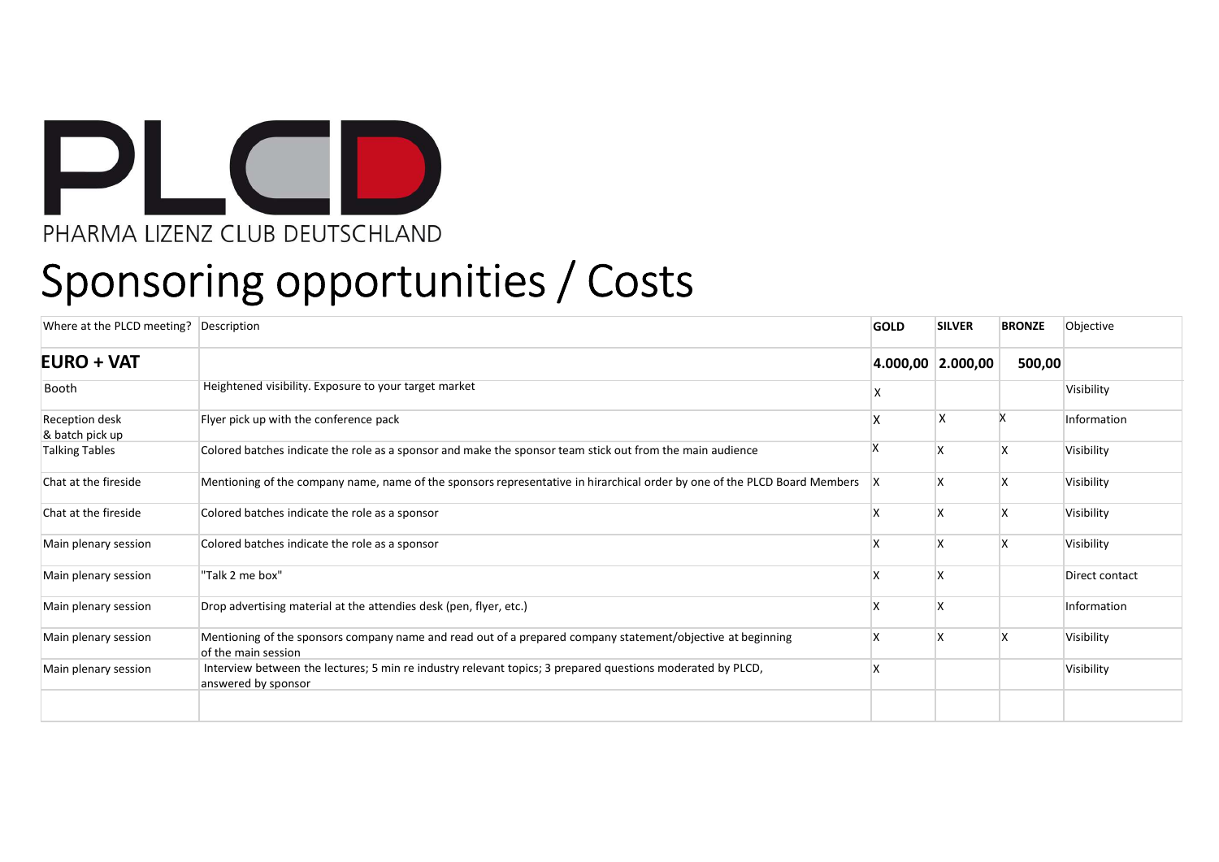PLCD

PHARMA LIZENZ CLUB DEUTSCHLAND

# Sponsoring opportunities / Costs

| Where at the PLCD meeting? | Description | GOLD | SILVER | BRONZE | Objective |
|---|---|---|---|---|---|
| **EURO + VAT** | | **4.000,00** | **2.000,00** | **500,00** | |
| Booth | Heightened visibility. Exposure to your target market | X | | | Visibility |
| Reception desk & batch pick up | Flyer pick up with the conference pack | X | X | X | Information |
| Talking Tables | Colored batches indicate the role as a sponsor and make the sponsor team stick out from the main audience | X | X | X | Visibility |
| Chat at the fireside | Mentioning of the company name, name of the sponsors representative in hirarchical order by one of the PLCD Board Members | X | X | X | Visibility |
| Chat at the fireside | Colored batches indicate the role as a sponsor | X | X | X | Visibility |
| Main plenary session | Colored batches indicate the role as a sponsor | X | X | X | Visibility |
| Main plenary session | "Talk 2 me box" | X | X | | Direct contact |
| Main plenary session | Drop advertising material at the attendies desk (pen, flyer, etc.) | X | X | | Information |
| Main plenary session | Mentioning of the sponsors company name and read out of a prepared company statement/objective at beginning of the main session | X | X | X | Visibility |
| Main plenary session | Interview between the lectures; 5 min re industry relevant topics; 3 prepared questions moderated by PLCD, answered by sponsor | X | | | Visibility |
| | | | | | |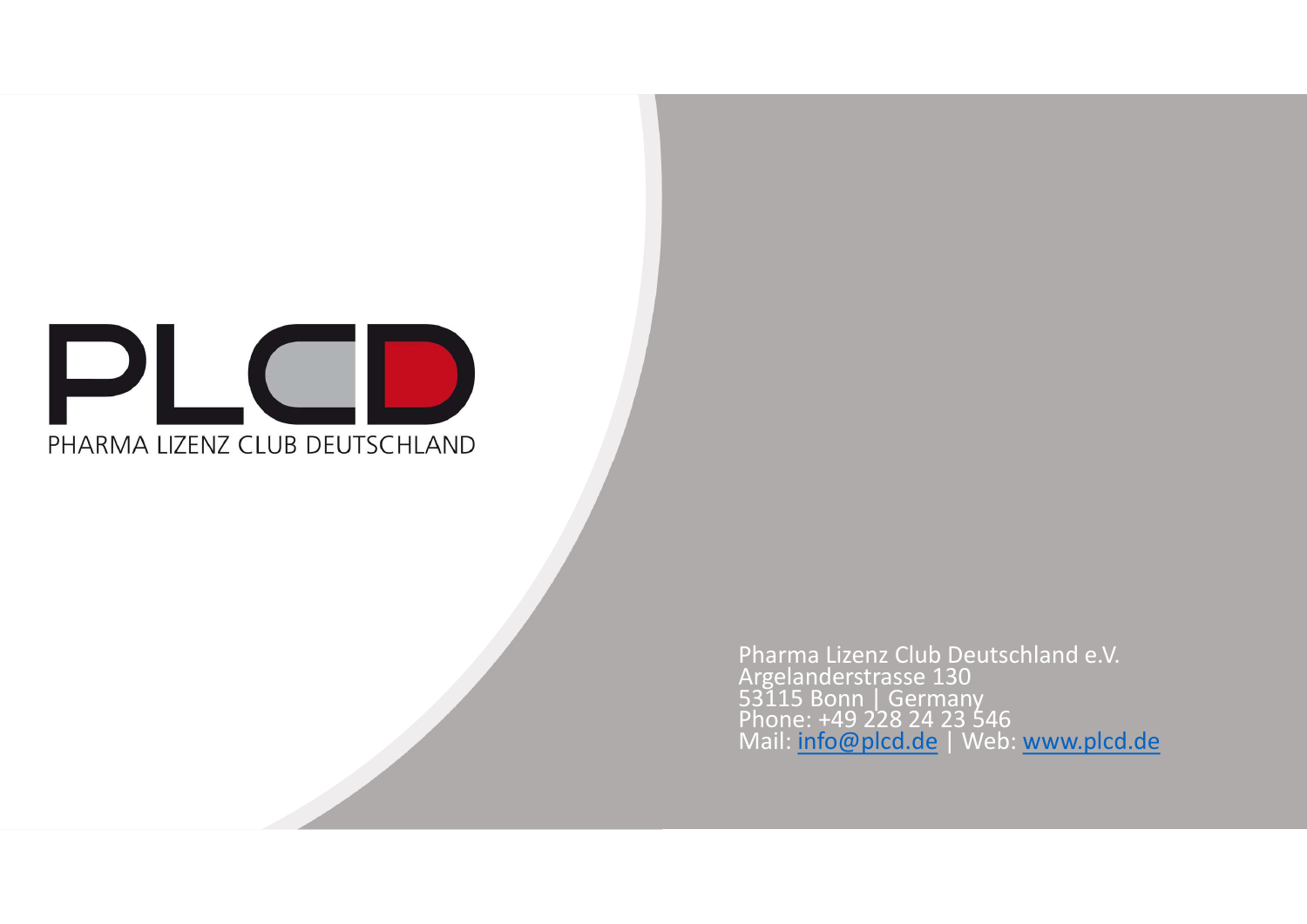PLCD

PHARMA LIZENZ CLUB DEUTSCHLAND

Pharma Lizenz Club Deutschland e.V.
Argelanderstrasse 130
53115 Bonn | Germany
Phone: +49 228 24 23 546
Mail: info@plcd.de | Web: www.plcd.de